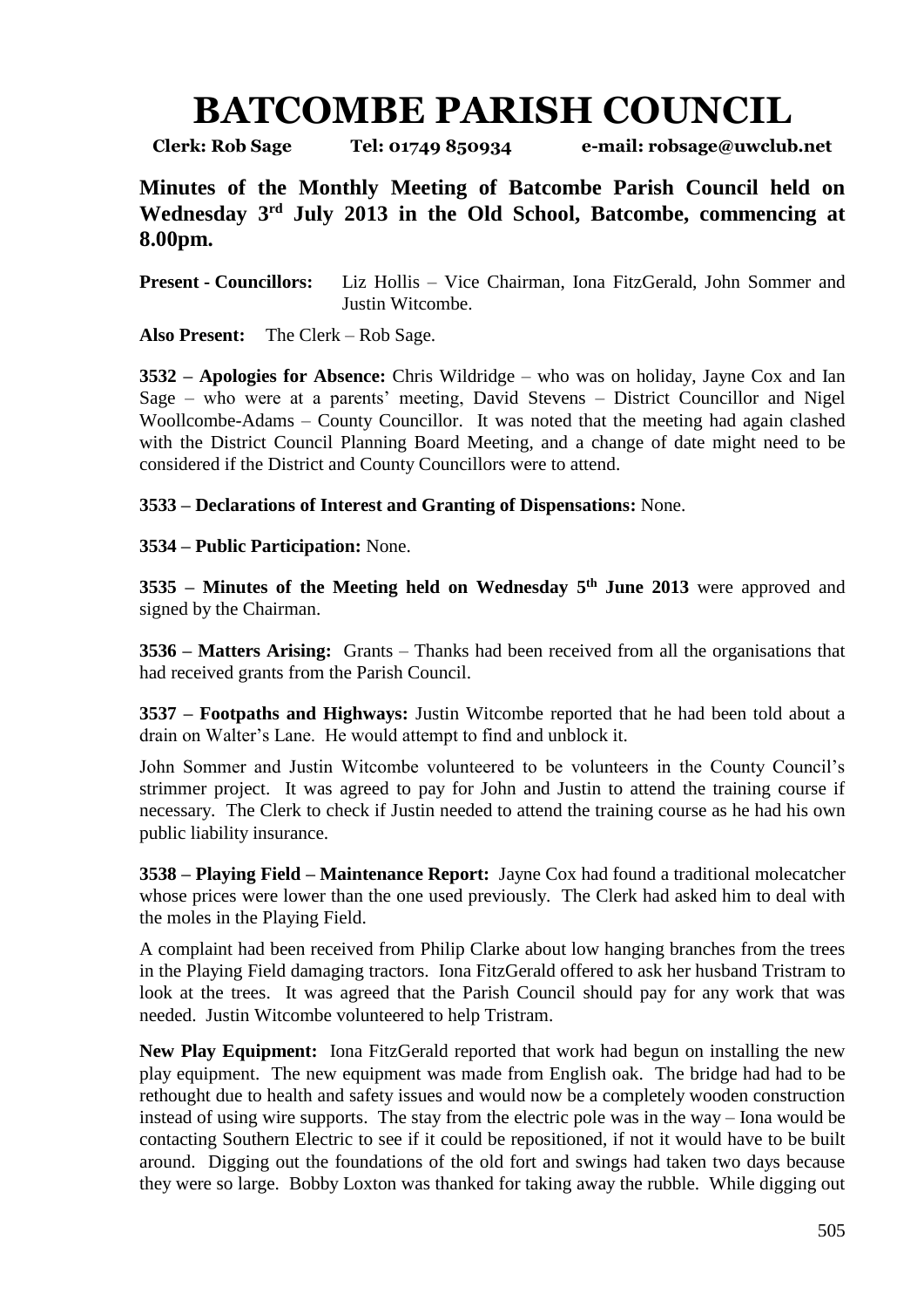# BATCOMBE PARISH COUNCIL

**Clerk: Rob Sage Tel: 01749 850934 e-mail: robsage@uwclub.net**

**Minutes of the Monthly Meeting of Batcombe Parish Council held on Wednesday 3rd July 2013 in the Old School, Batcombe, commencing at 8.00pm.**

**Present - Councillors:** Liz Hollis – Vice Chairman, Iona FitzGerald, John Sommer and Justin Witcombe.

**Also Present:** The Clerk – Rob Sage.

**3532 – Apologies for Absence:** Chris Wildridge – who was on holiday, Jayne Cox and Ian Sage – who were at a parents' meeting, David Stevens – District Councillor and Nigel Woollcombe-Adams – County Councillor. It was noted that the meeting had again clashed with the District Council Planning Board Meeting, and a change of date might need to be considered if the District and County Councillors were to attend.

**3533 – Declarations of Interest and Granting of Dispensations:** None.

**3534 – Public Participation:** None.

**3535 – Minutes of the Meeting held on Wednesday 5th June 2013** were approved and signed by the Chairman.

**3536 – Matters Arising:** Grants – Thanks had been received from all the organisations that had received grants from the Parish Council.

**3537 – Footpaths and Highways:** Justin Witcombe reported that he had been told about a drain on Walter's Lane. He would attempt to find and unblock it.

John Sommer and Justin Witcombe volunteered to be volunteers in the County Council's strimmer project. It was agreed to pay for John and Justin to attend the training course if necessary. The Clerk to check if Justin needed to attend the training course as he had his own public liability insurance.

**3538 – Playing Field – Maintenance Report:** Jayne Cox had found a traditional molecatcher whose prices were lower than the one used previously. The Clerk had asked him to deal with the moles in the Playing Field.

A complaint had been received from Philip Clarke about low hanging branches from the trees in the Playing Field damaging tractors. Iona FitzGerald offered to ask her husband Tristram to look at the trees. It was agreed that the Parish Council should pay for any work that was needed. Justin Witcombe volunteered to help Tristram.

**New Play Equipment:** Iona FitzGerald reported that work had begun on installing the new play equipment. The new equipment was made from English oak. The bridge had had to be rethought due to health and safety issues and would now be a completely wooden construction instead of using wire supports. The stay from the electric pole was in the way – Iona would be contacting Southern Electric to see if it could be repositioned, if not it would have to be built around. Digging out the foundations of the old fort and swings had taken two days because they were so large. Bobby Loxton was thanked for taking away the rubble. While digging out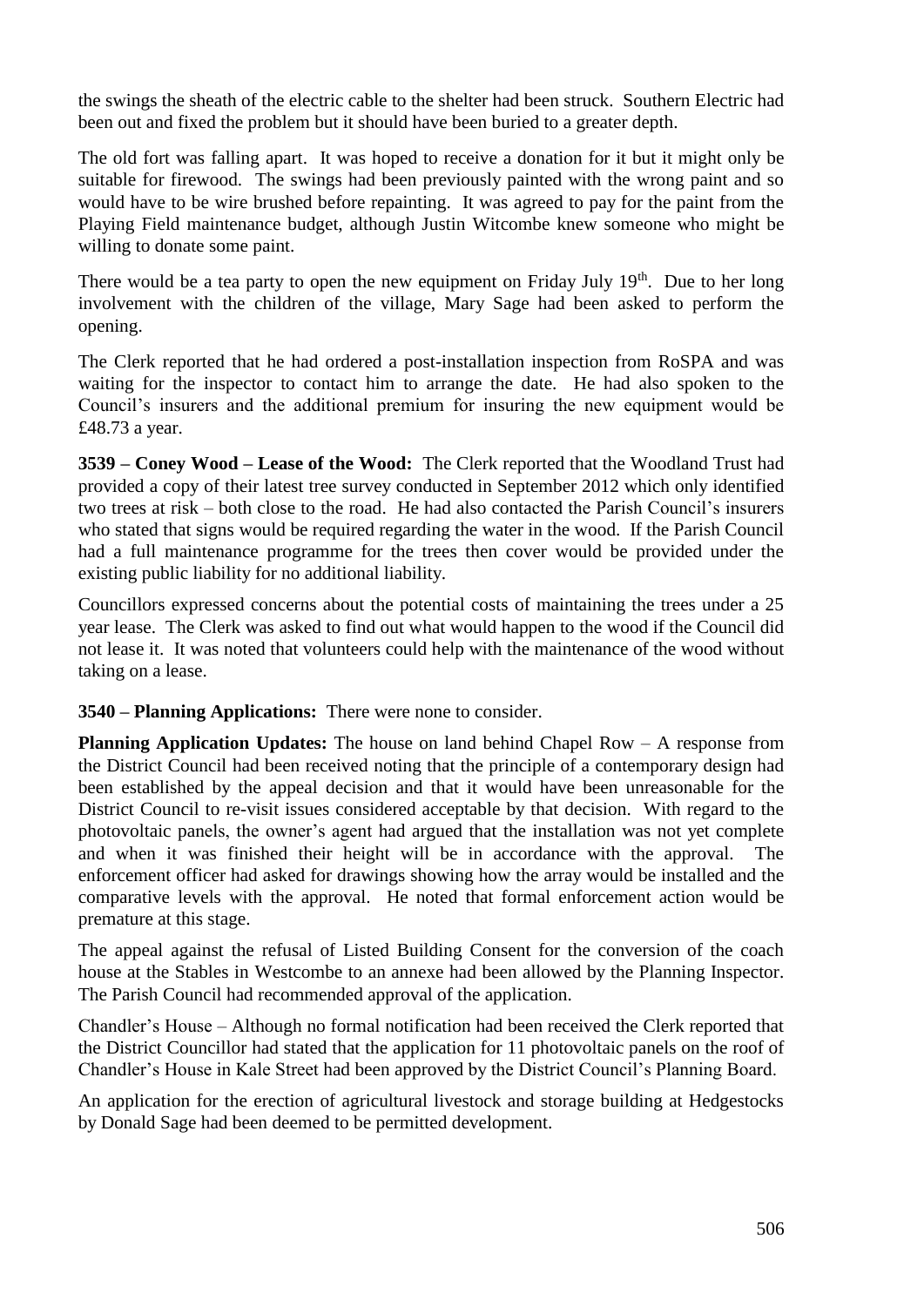the swings the sheath of the electric cable to the shelter had been struck. Southern Electric had been out and fixed the problem but it should have been buried to a greater depth.

The old fort was falling apart. It was hoped to receive a donation for it but it might only be suitable for firewood. The swings had been previously painted with the wrong paint and so would have to be wire brushed before repainting. It was agreed to pay for the paint from the Playing Field maintenance budget, although Justin Witcombe knew someone who might be willing to donate some paint.

There would be a tea party to open the new equipment on Friday July 19th. Due to her long involvement with the children of the village, Mary Sage had been asked to perform the opening.

The Clerk reported that he had ordered a post-installation inspection from RoSPA and was waiting for the inspector to contact him to arrange the date. He had also spoken to the Council's insurers and the additional premium for insuring the new equipment would be £48.73 a year.

**3539 – Coney Wood – Lease of the Wood:** The Clerk reported that the Woodland Trust had provided a copy of their latest tree survey conducted in September 2012 which only identified two trees at risk – both close to the road. He had also contacted the Parish Council's insurers who stated that signs would be required regarding the water in the wood. If the Parish Council had a full maintenance programme for the trees then cover would be provided under the existing public liability for no additional liability.

Councillors expressed concerns about the potential costs of maintaining the trees under a 25 year lease. The Clerk was asked to find out what would happen to the wood if the Council did not lease it. It was noted that volunteers could help with the maintenance of the wood without taking on a lease.

**3540 – Planning Applications:** There were none to consider.

**Planning Application Updates:** The house on land behind Chapel Row – A response from the District Council had been received noting that the principle of a contemporary design had been established by the appeal decision and that it would have been unreasonable for the District Council to re-visit issues considered acceptable by that decision. With regard to the photovoltaic panels, the owner's agent had argued that the installation was not yet complete and when it was finished their height will be in accordance with the approval. The enforcement officer had asked for drawings showing how the array would be installed and the comparative levels with the approval. He noted that formal enforcement action would be premature at this stage.

The appeal against the refusal of Listed Building Consent for the conversion of the coach house at the Stables in Westcombe to an annexe had been allowed by the Planning Inspector. The Parish Council had recommended approval of the application.

Chandler's House – Although no formal notification had been received the Clerk reported that the District Councillor had stated that the application for 11 photovoltaic panels on the roof of Chandler's House in Kale Street had been approved by the District Council's Planning Board.

An application for the erection of agricultural livestock and storage building at Hedgestocks by Donald Sage had been deemed to be permitted development.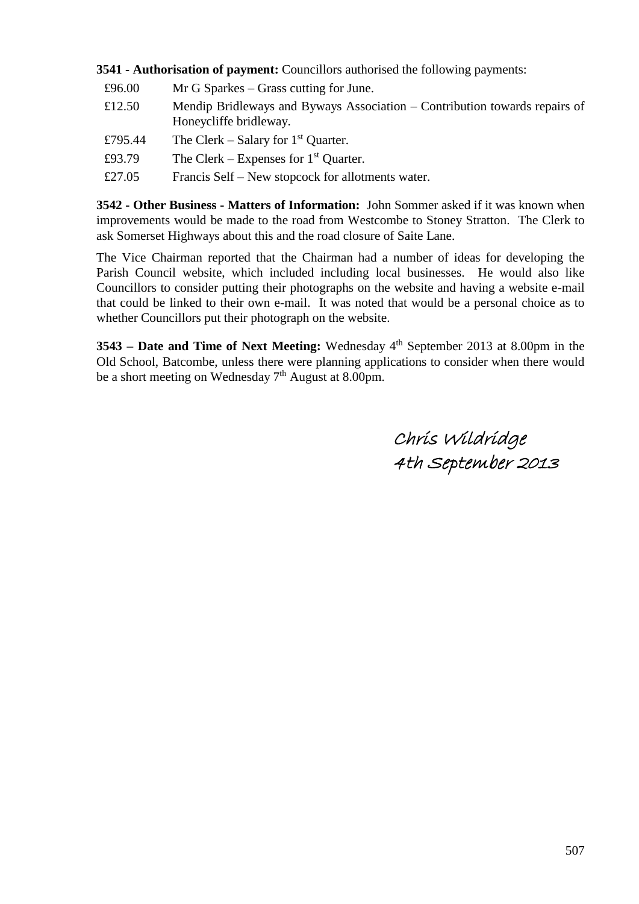**3541 - Authorisation of payment:** Councillors authorised the following payments:

| | |
|---|---|
| £96.00 | Mr G Sparkes – Grass cutting for June. |
| £12.50 | Mendip Bridleways and Byways Association – Contribution towards repairs of Honeycliffe bridleway. |
| £795.44 | The Clerk – Salary for 1st Quarter. |
| £93.79 | The Clerk – Expenses for 1st Quarter. |
| £27.05 | Francis Self – New stopcock for allotments water. |

**3542 - Other Business - Matters of Information:** John Sommer asked if it was known when improvements would be made to the road from Westcombe to Stoney Stratton. The Clerk to ask Somerset Highways about this and the road closure of Saite Lane.

The Vice Chairman reported that the Chairman had a number of ideas for developing the Parish Council website, which included including local businesses. He would also like Councillors to consider putting their photographs on the website and having a website e-mail that could be linked to their own e-mail. It was noted that would be a personal choice as to whether Councillors put their photograph on the website.

**3543 – Date and Time of Next Meeting:** Wednesday 4th September 2013 at 8.00pm in the Old School, Batcombe, unless there were planning applications to consider when there would be a short meeting on Wednesday 7th August at 8.00pm.

Chris Wildridge
4th September 2013